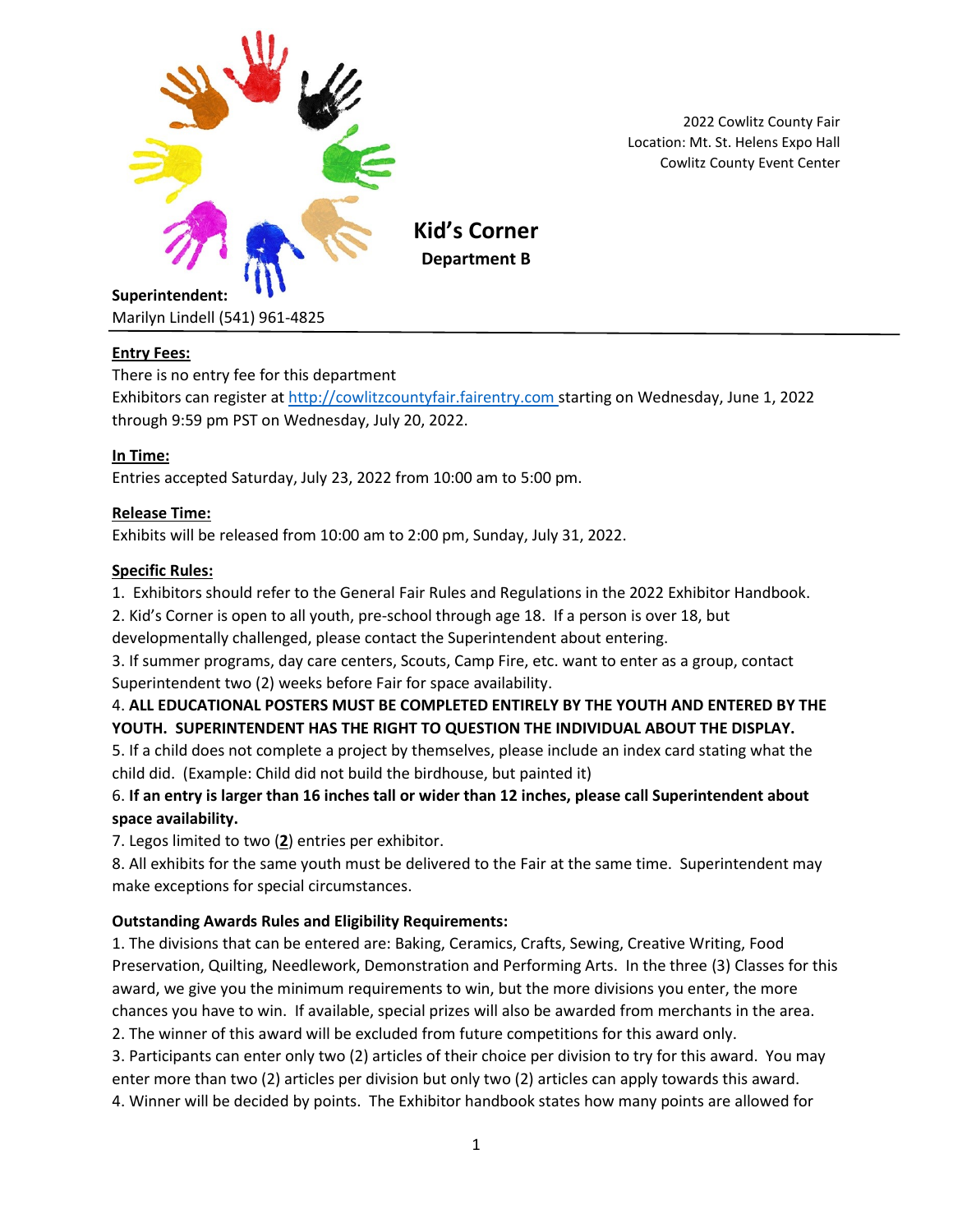2022 Cowlitz County Fair
Location: Mt. St. Helens Expo Hall
Cowlitz County Event Center

# Kid's Corner

## Department B

**Superintendent:**
Marilyn Lindell (541) 961-4825

**Entry Fees:**
There is no entry fee for this department
Exhibitors can register at http://cowlitzcountyfair.fairentry.com starting on Wednesday, June 1, 2022 through 9:59 pm PST on Wednesday, July 20, 2022.

**In Time:**
Entries accepted Saturday, July 23, 2022 from 10:00 am to 5:00 pm.

**Release Time:**
Exhibits will be released from 10:00 am to 2:00 pm, Sunday, July 31, 2022.

**Specific Rules:**

1. Exhibitors should refer to the General Fair Rules and Regulations in the 2022 Exhibitor Handbook.
2. Kid's Corner is open to all youth, pre-school through age 18. If a person is over 18, but developmentally challenged, please contact the Superintendent about entering.
3. If summer programs, day care centers, Scouts, Camp Fire, etc. want to enter as a group, contact Superintendent two (2) weeks before Fair for space availability.
4. **ALL EDUCATIONAL POSTERS MUST BE COMPLETED ENTIRELY BY THE YOUTH AND ENTERED BY THE YOUTH. SUPERINTENDENT HAS THE RIGHT TO QUESTION THE INDIVIDUAL ABOUT THE DISPLAY.**
5. If a child does not complete a project by themselves, please include an index card stating what the child did. (Example: Child did not build the birdhouse, but painted it)
6. **If an entry is larger than 16 inches tall or wider than 12 inches, please call Superintendent about space availability.**
7. Legos limited to two (**2**) entries per exhibitor.
8. All exhibits for the same youth must be delivered to the Fair at the same time. Superintendent may make exceptions for special circumstances.

**Outstanding Awards Rules and Eligibility Requirements:**

1. The divisions that can be entered are: Baking, Ceramics, Crafts, Sewing, Creative Writing, Food Preservation, Quilting, Needlework, Demonstration and Performing Arts. In the three (3) Classes for this award, we give you the minimum requirements to win, but the more divisions you enter, the more chances you have to win. If available, special prizes will also be awarded from merchants in the area.
2. The winner of this award will be excluded from future competitions for this award only.
3. Participants can enter only two (2) articles of their choice per division to try for this award. You may enter more than two (2) articles per division but only two (2) articles can apply towards this award.
4. Winner will be decided by points. The Exhibitor handbook states how many points are allowed for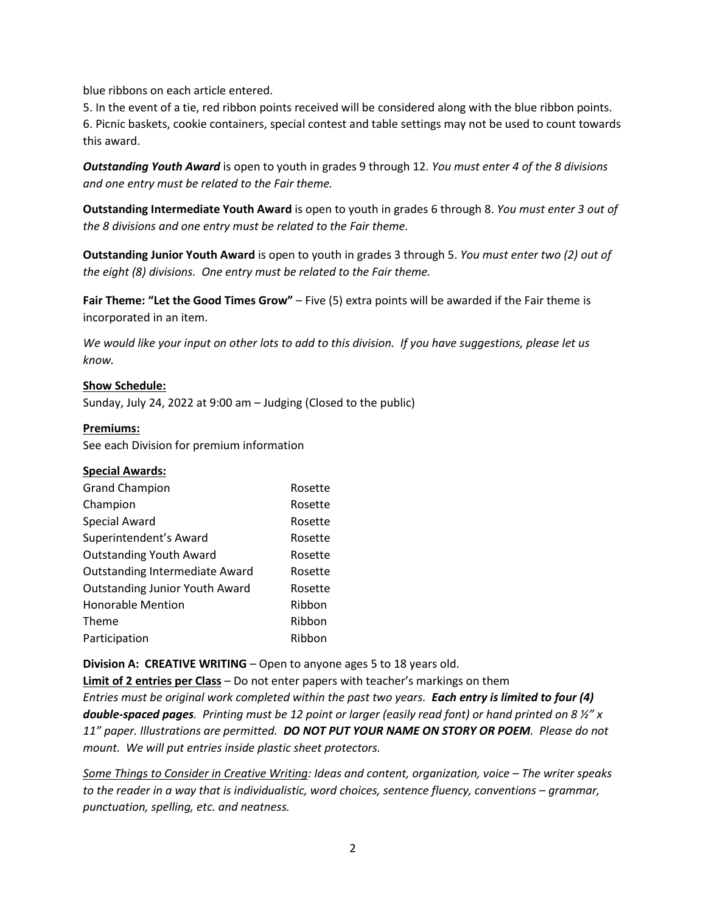blue ribbons on each article entered.

5. In the event of a tie, red ribbon points received will be considered along with the blue ribbon points.
6. Picnic baskets, cookie containers, special contest and table settings may not be used to count towards this award.

***Outstanding Youth Award*** is open to youth in grades 9 through 12. *You must enter 4 of the 8 divisions and one entry must be related to the Fair theme.*

**Outstanding Intermediate Youth Award** is open to youth in grades 6 through 8. *You must enter 3 out of the 8 divisions and one entry must be related to the Fair theme.*

**Outstanding Junior Youth Award** is open to youth in grades 3 through 5. *You must enter two (2) out of the eight (8) divisions. One entry must be related to the Fair theme.*

**Fair Theme: "Let the Good Times Grow"** – Five (5) extra points will be awarded if the Fair theme is incorporated in an item.

*We would like your input on other lots to add to this division. If you have suggestions, please let us know.*

**Show Schedule:**
Sunday, July 24, 2022 at 9:00 am – Judging (Closed to the public)

**Premiums:**
See each Division for premium information

**Special Awards:**

| | |
|---|---|
| Grand Champion | Rosette |
| Champion | Rosette |
| Special Award | Rosette |
| Superintendent's Award | Rosette |
| Outstanding Youth Award | Rosette |
| Outstanding Intermediate Award | Rosette |
| Outstanding Junior Youth Award | Rosette |
| Honorable Mention | Ribbon |
| Theme | Ribbon |
| Participation | Ribbon |

**Division A: CREATIVE WRITING** – Open to anyone ages 5 to 18 years old.
**Limit of 2 entries per Class** – Do not enter papers with teacher's markings on them
*Entries must be original work completed within the past two years.* ***Each entry is limited to four (4) double-spaced pages****. Printing must be 12 point or larger (easily read font) or hand printed on 8 ½" x 11" paper. Illustrations are permitted.* ***DO NOT PUT YOUR NAME ON STORY OR POEM****. Please do not mount. We will put entries inside plastic sheet protectors.*

*Some Things to Consider in Creative Writing: Ideas and content, organization, voice – The writer speaks to the reader in a way that is individualistic, word choices, sentence fluency, conventions – grammar, punctuation, spelling, etc. and neatness.*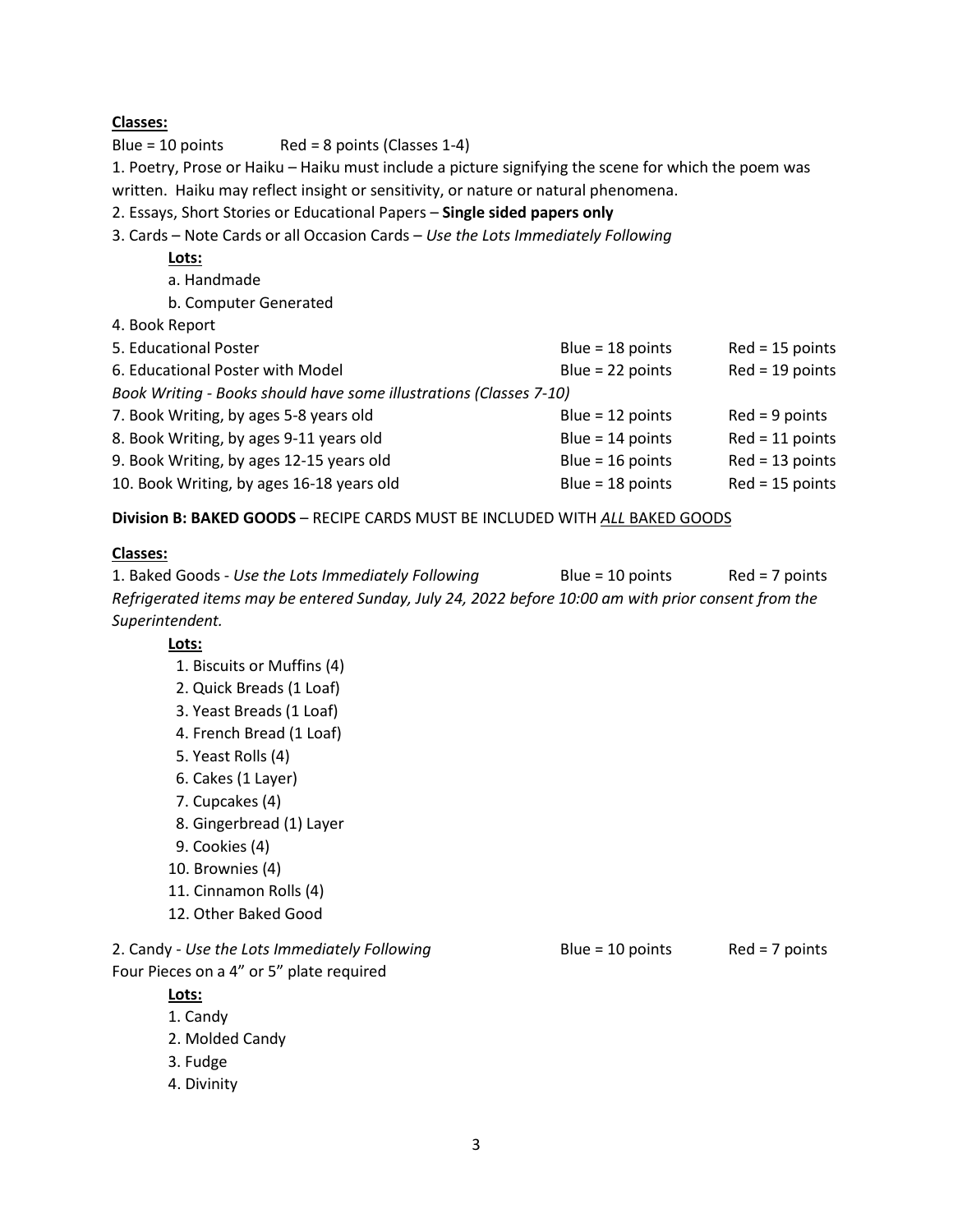**Classes:**

Blue = 10 points Red = 8 points (Classes 1-4)

1. Poetry, Prose or Haiku – Haiku must include a picture signifying the scene for which the poem was written. Haiku may reflect insight or sensitivity, or nature or natural phenomena.
2. Essays, Short Stories or Educational Papers – **Single sided papers only**
3. Cards – Note Cards or all Occasion Cards – *Use the Lots Immediately Following*

    **Lots:**

    a. Handmade

    b. Computer Generated

4. Book Report

| | | |
|---|---|---|
| 5. Educational Poster | Blue = 18 points | Red = 15 points |
| 6. Educational Poster with Model | Blue = 22 points | Red = 19 points |
| *Book Writing - Books should have some illustrations (Classes 7-10)* | | |
| 7. Book Writing, by ages 5-8 years old | Blue = 12 points | Red = 9 points |
| 8. Book Writing, by ages 9-11 years old | Blue = 14 points | Red = 11 points |
| 9. Book Writing, by ages 12-15 years old | Blue = 16 points | Red = 13 points |
| 10. Book Writing, by ages 16-18 years old | Blue = 18 points | Red = 15 points |

**Division B: BAKED GOODS** – RECIPE CARDS MUST BE INCLUDED WITH *ALL* BAKED GOODS

**Classes:**

1. Baked Goods - *Use the Lots Immediately Following* Blue = 10 points Red = 7 points

*Refrigerated items may be entered Sunday, July 24, 2022 before 10:00 am with prior consent from the Superintendent.*

**Lots:**

1. Biscuits or Muffins (4)
2. Quick Breads (1 Loaf)
3. Yeast Breads (1 Loaf)
4. French Bread (1 Loaf)
5. Yeast Rolls (4)
6. Cakes (1 Layer)
7. Cupcakes (4)
8. Gingerbread (1) Layer
9. Cookies (4)
10. Brownies (4)
11. Cinnamon Rolls (4)
12. Other Baked Good

2. Candy - *Use the Lots Immediately Following* Blue = 10 points Red = 7 points

Four Pieces on a 4" or 5" plate required

**Lots:**

1. Candy
2. Molded Candy
3. Fudge
4. Divinity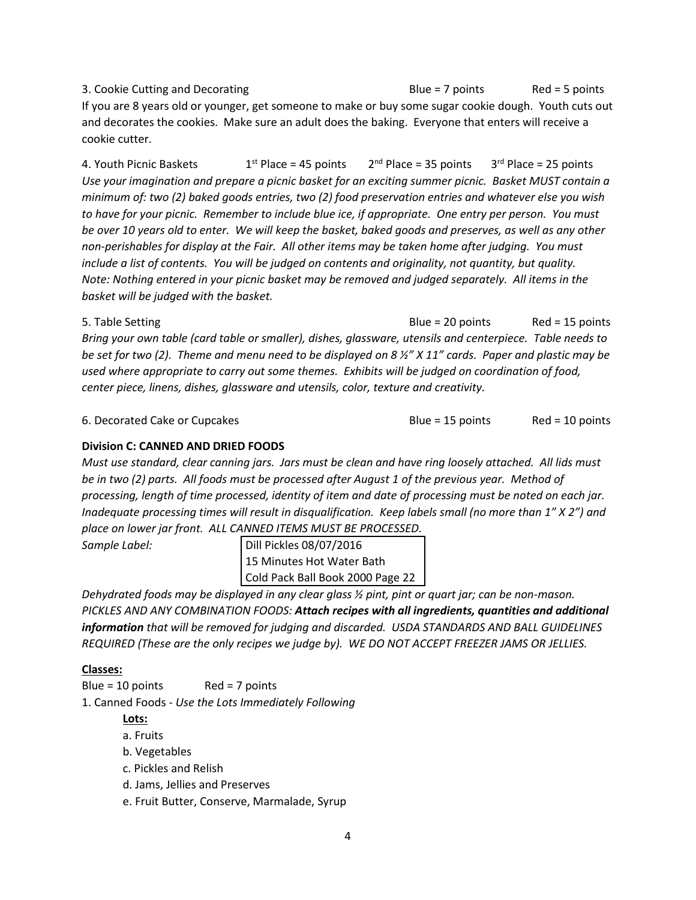3. Cookie Cutting and Decorating Blue = 7 points Red = 5 points

If you are 8 years old or younger, get someone to make or buy some sugar cookie dough. Youth cuts out and decorates the cookies. Make sure an adult does the baking. Everyone that enters will receive a cookie cutter.

4. Youth Picnic Baskets 1st Place = 45 points 2nd Place = 35 points 3rd Place = 25 points

*Use your imagination and prepare a picnic basket for an exciting summer picnic. Basket MUST contain a minimum of: two (2) baked goods entries, two (2) food preservation entries and whatever else you wish to have for your picnic. Remember to include blue ice, if appropriate. One entry per person. You must be over 10 years old to enter. We will keep the basket, baked goods and preserves, as well as any other non-perishables for display at the Fair. All other items may be taken home after judging. You must include a list of contents. You will be judged on contents and originality, not quantity, but quality. Note: Nothing entered in your picnic basket may be removed and judged separately. All items in the basket will be judged with the basket.*

5. Table Setting Blue = 20 points Red = 15 points

*Bring your own table (card table or smaller), dishes, glassware, utensils and centerpiece. Table needs to be set for two (2). Theme and menu need to be displayed on 8 ½" X 11" cards. Paper and plastic may be used where appropriate to carry out some themes. Exhibits will be judged on coordination of food, center piece, linens, dishes, glassware and utensils, color, texture and creativity.*

6. Decorated Cake or Cupcakes Blue = 15 points Red = 10 points

**Division C: CANNED AND DRIED FOODS**

*Must use standard, clear canning jars. Jars must be clean and have ring loosely attached. All lids must be in two (2) parts. All foods must be processed after August 1 of the previous year. Method of processing, length of time processed, identity of item and date of processing must be noted on each jar. Inadequate processing times will result in disqualification. Keep labels small (no more than 1" X 2") and place on lower jar front. ALL CANNED ITEMS MUST BE PROCESSED.*

*Sample Label:*

| Dill Pickles 08/07/2016 |
|---|
| 15 Minutes Hot Water Bath |
| Cold Pack Ball Book 2000 Page 22 |

*Dehydrated foods may be displayed in any clear glass ½ pint, pint or quart jar; can be non-mason. PICKLES AND ANY COMBINATION FOODS: **Attach recipes with all ingredients, quantities and additional information** that will be removed for judging and discarded. USDA STANDARDS AND BALL GUIDELINES REQUIRED (These are the only recipes we judge by). WE DO NOT ACCEPT FREEZER JAMS OR JELLIES.*

**Classes:**

Blue = 10 points Red = 7 points

1. Canned Foods - *Use the Lots Immediately Following*

   **Lots:**

   a. Fruits
   b. Vegetables
   c. Pickles and Relish
   d. Jams, Jellies and Preserves
   e. Fruit Butter, Conserve, Marmalade, Syrup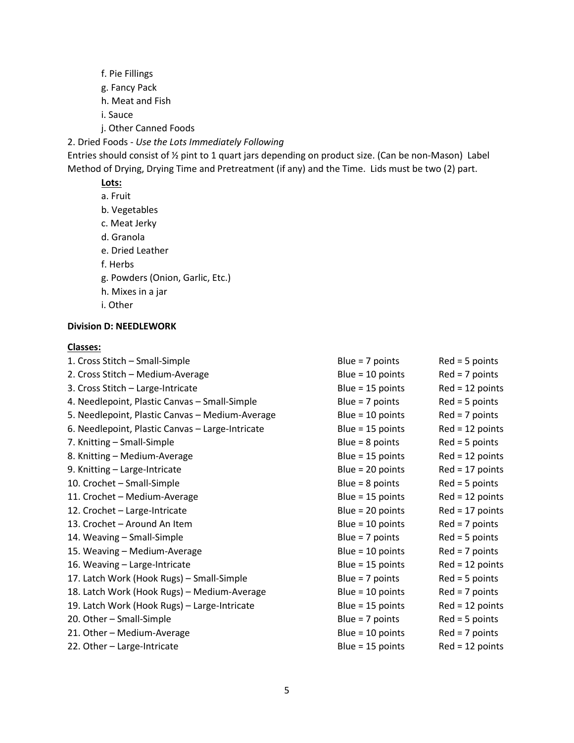f. Pie Fillings
g. Fancy Pack
h. Meat and Fish
i. Sauce
j. Other Canned Foods

2. Dried Foods - *Use the Lots Immediately Following*

Entries should consist of ½ pint to 1 quart jars depending on product size. (Can be non-Mason) Label Method of Drying, Drying Time and Pretreatment (if any) and the Time. Lids must be two (2) part.

**Lots:**

a. Fruit
b. Vegetables
c. Meat Jerky
d. Granola
e. Dried Leather
f. Herbs
g. Powders (Onion, Garlic, Etc.)
h. Mixes in a jar
i. Other

**Division D: NEEDLEWORK**

**Classes:**

| | | |
|---|---|---|
| 1. Cross Stitch – Small-Simple | Blue = 7 points | Red = 5 points |
| 2. Cross Stitch – Medium-Average | Blue = 10 points | Red = 7 points |
| 3. Cross Stitch – Large-Intricate | Blue = 15 points | Red = 12 points |
| 4. Needlepoint, Plastic Canvas – Small-Simple | Blue = 7 points | Red = 5 points |
| 5. Needlepoint, Plastic Canvas – Medium-Average | Blue = 10 points | Red = 7 points |
| 6. Needlepoint, Plastic Canvas – Large-Intricate | Blue = 15 points | Red = 12 points |
| 7. Knitting – Small-Simple | Blue = 8 points | Red = 5 points |
| 8. Knitting – Medium-Average | Blue = 15 points | Red = 12 points |
| 9. Knitting – Large-Intricate | Blue = 20 points | Red = 17 points |
| 10. Crochet – Small-Simple | Blue = 8 points | Red = 5 points |
| 11. Crochet – Medium-Average | Blue = 15 points | Red = 12 points |
| 12. Crochet – Large-Intricate | Blue = 20 points | Red = 17 points |
| 13. Crochet – Around An Item | Blue = 10 points | Red = 7 points |
| 14. Weaving – Small-Simple | Blue = 7 points | Red = 5 points |
| 15. Weaving – Medium-Average | Blue = 10 points | Red = 7 points |
| 16. Weaving – Large-Intricate | Blue = 15 points | Red = 12 points |
| 17. Latch Work (Hook Rugs) – Small-Simple | Blue = 7 points | Red = 5 points |
| 18. Latch Work (Hook Rugs) – Medium-Average | Blue = 10 points | Red = 7 points |
| 19. Latch Work (Hook Rugs) – Large-Intricate | Blue = 15 points | Red = 12 points |
| 20. Other – Small-Simple | Blue = 7 points | Red = 5 points |
| 21. Other – Medium-Average | Blue = 10 points | Red = 7 points |
| 22. Other – Large-Intricate | Blue = 15 points | Red = 12 points |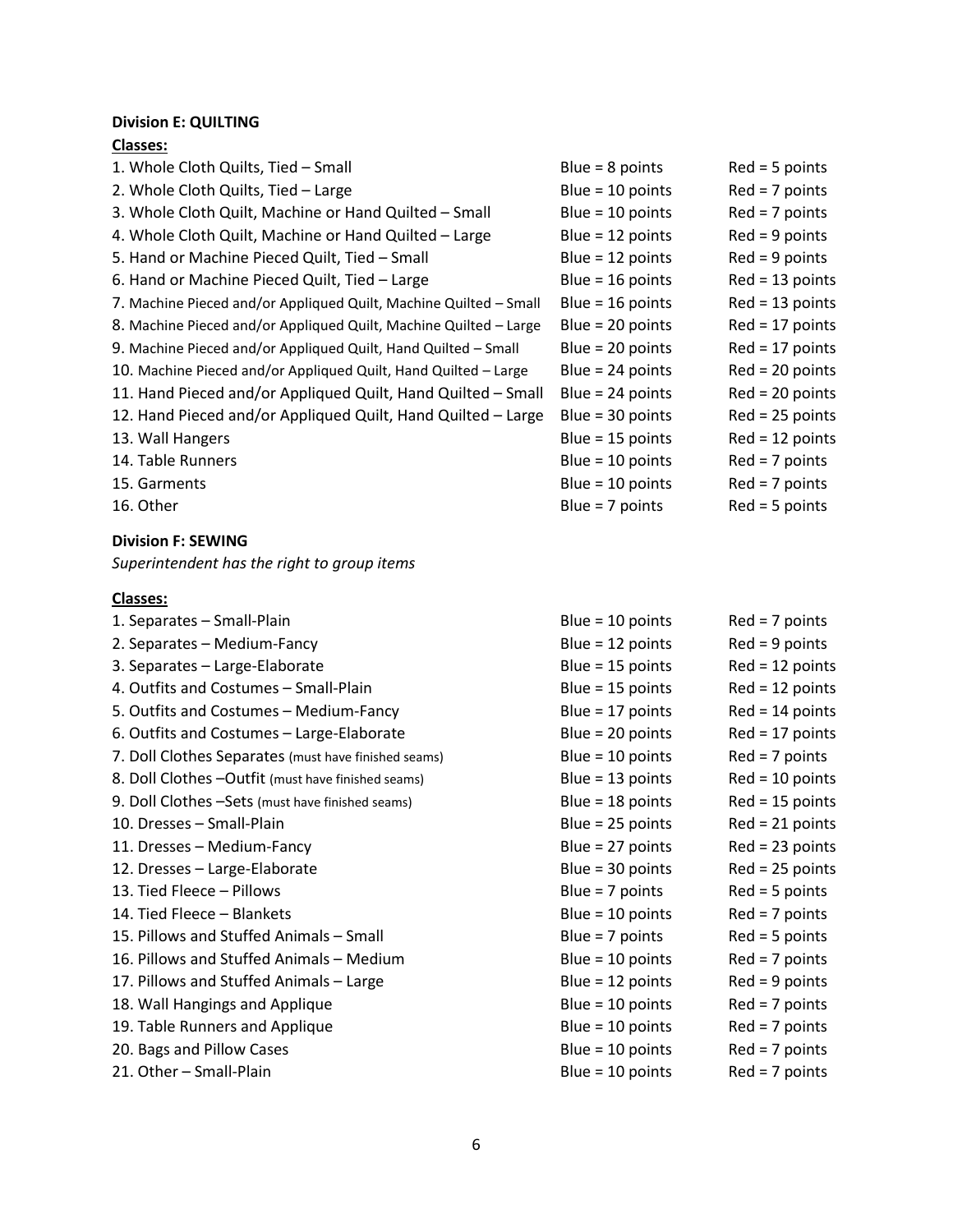**Division E: QUILTING**

**Classes:**

| Class | Blue | Red |
|---|---|---|
| 1. Whole Cloth Quilts, Tied – Small | Blue = 8 points | Red = 5 points |
| 2. Whole Cloth Quilts, Tied – Large | Blue = 10 points | Red = 7 points |
| 3. Whole Cloth Quilt, Machine or Hand Quilted – Small | Blue = 10 points | Red = 7 points |
| 4. Whole Cloth Quilt, Machine or Hand Quilted – Large | Blue = 12 points | Red = 9 points |
| 5. Hand or Machine Pieced Quilt, Tied – Small | Blue = 12 points | Red = 9 points |
| 6. Hand or Machine Pieced Quilt, Tied – Large | Blue = 16 points | Red = 13 points |
| 7. Machine Pieced and/or Appliqued Quilt, Machine Quilted – Small | Blue = 16 points | Red = 13 points |
| 8. Machine Pieced and/or Appliqued Quilt, Machine Quilted – Large | Blue = 20 points | Red = 17 points |
| 9. Machine Pieced and/or Appliqued Quilt, Hand Quilted – Small | Blue = 20 points | Red = 17 points |
| 10. Machine Pieced and/or Appliqued Quilt, Hand Quilted – Large | Blue = 24 points | Red = 20 points |
| 11. Hand Pieced and/or Appliqued Quilt, Hand Quilted – Small | Blue = 24 points | Red = 20 points |
| 12. Hand Pieced and/or Appliqued Quilt, Hand Quilted – Large | Blue = 30 points | Red = 25 points |
| 13. Wall Hangers | Blue = 15 points | Red = 12 points |
| 14. Table Runners | Blue = 10 points | Red = 7 points |
| 15. Garments | Blue = 10 points | Red = 7 points |
| 16. Other | Blue = 7 points | Red = 5 points |

**Division F: SEWING**

*Superintendent has the right to group items*

**Classes:**

| Class | Blue | Red |
|---|---|---|
| 1. Separates – Small-Plain | Blue = 10 points | Red = 7 points |
| 2. Separates – Medium-Fancy | Blue = 12 points | Red = 9 points |
| 3. Separates – Large-Elaborate | Blue = 15 points | Red = 12 points |
| 4. Outfits and Costumes – Small-Plain | Blue = 15 points | Red = 12 points |
| 5. Outfits and Costumes – Medium-Fancy | Blue = 17 points | Red = 14 points |
| 6. Outfits and Costumes – Large-Elaborate | Blue = 20 points | Red = 17 points |
| 7. Doll Clothes Separates (must have finished seams) | Blue = 10 points | Red = 7 points |
| 8. Doll Clothes –Outfit (must have finished seams) | Blue = 13 points | Red = 10 points |
| 9. Doll Clothes –Sets (must have finished seams) | Blue = 18 points | Red = 15 points |
| 10. Dresses – Small-Plain | Blue = 25 points | Red = 21 points |
| 11. Dresses – Medium-Fancy | Blue = 27 points | Red = 23 points |
| 12. Dresses – Large-Elaborate | Blue = 30 points | Red = 25 points |
| 13. Tied Fleece – Pillows | Blue = 7 points | Red = 5 points |
| 14. Tied Fleece – Blankets | Blue = 10 points | Red = 7 points |
| 15. Pillows and Stuffed Animals – Small | Blue = 7 points | Red = 5 points |
| 16. Pillows and Stuffed Animals – Medium | Blue = 10 points | Red = 7 points |
| 17. Pillows and Stuffed Animals – Large | Blue = 12 points | Red = 9 points |
| 18. Wall Hangings and Applique | Blue = 10 points | Red = 7 points |
| 19. Table Runners and Applique | Blue = 10 points | Red = 7 points |
| 20. Bags and Pillow Cases | Blue = 10 points | Red = 7 points |
| 21. Other – Small-Plain | Blue = 10 points | Red = 7 points |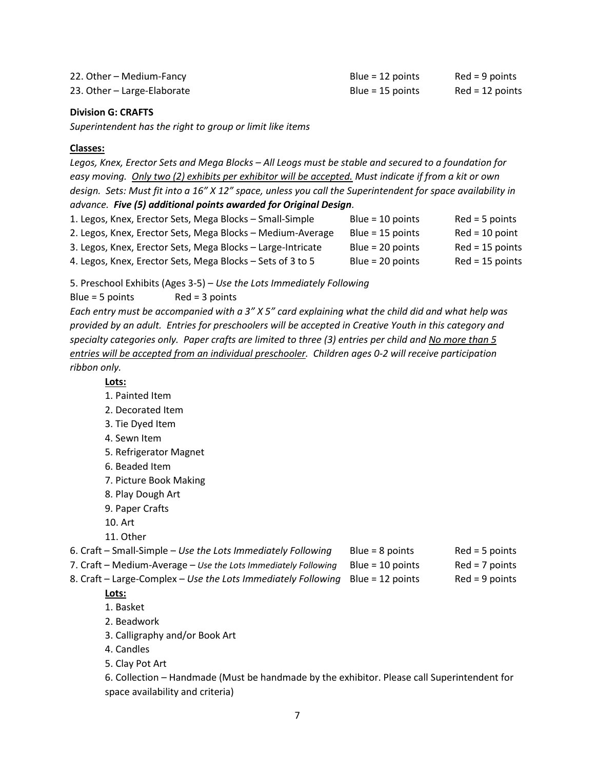| | | |
|---|---|---|
| 22. Other – Medium-Fancy | Blue = 12 points | Red = 9 points |
| 23. Other – Large-Elaborate | Blue = 15 points | Red = 12 points |

**Division G: CRAFTS**

*Superintendent has the right to group or limit like items*

**Classes:**

*Legos, Knex, Erector Sets and Mega Blocks – All Leogs must be stable and secured to a foundation for easy moving. Only two (2) exhibits per exhibitor will be accepted. Must indicate if from a kit or own design. Sets: Must fit into a 16" X 12" space, unless you call the Superintendent for space availability in advance.* ***Five (5) additional points awarded for Original Design****.*

| | | |
|---|---|---|
| 1. Legos, Knex, Erector Sets, Mega Blocks – Small-Simple | Blue = 10 points | Red = 5 points |
| 2. Legos, Knex, Erector Sets, Mega Blocks – Medium-Average | Blue = 15 points | Red = 10 point |
| 3. Legos, Knex, Erector Sets, Mega Blocks – Large-Intricate | Blue = 20 points | Red = 15 points |
| 4. Legos, Knex, Erector Sets, Mega Blocks – Sets of 3 to 5 | Blue = 20 points | Red = 15 points |

5. Preschool Exhibits (Ages 3-5) – *Use the Lots Immediately Following*

Blue = 5 points Red = 3 points

*Each entry must be accompanied with a 3" X 5" card explaining what the child did and what help was provided by an adult. Entries for preschoolers will be accepted in Creative Youth in this category and specialty categories only. Paper crafts are limited to three (3) entries per child and No more than 5 entries will be accepted from an individual preschooler. Children ages 0-2 will receive participation ribbon only.*

**Lots:**

1. Painted Item
2. Decorated Item
3. Tie Dyed Item
4. Sewn Item
5. Refrigerator Magnet
6. Beaded Item
7. Picture Book Making
8. Play Dough Art
9. Paper Crafts
10. Art
11. Other

| | | |
|---|---|---|
| 6. Craft – Small-Simple – *Use the Lots Immediately Following* | Blue = 8 points | Red = 5 points |
| 7. Craft – Medium-Average – *Use the Lots Immediately Following* | Blue = 10 points | Red = 7 points |
| 8. Craft – Large-Complex – *Use the Lots Immediately Following* | Blue = 12 points | Red = 9 points |

**Lots:**

1. Basket
2. Beadwork
3. Calligraphy and/or Book Art
4. Candles
5. Clay Pot Art
6. Collection – Handmade (Must be handmade by the exhibitor. Please call Superintendent for space availability and criteria)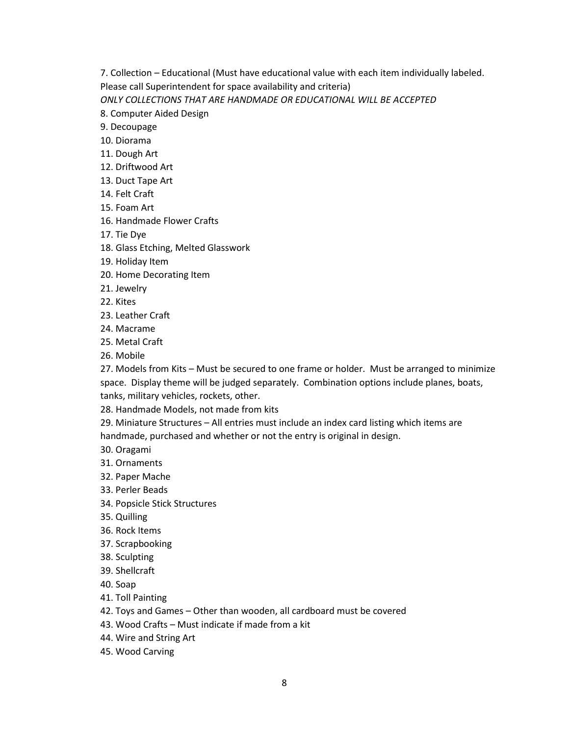7. Collection – Educational (Must have educational value with each item individually labeled. Please call Superintendent for space availability and criteria)

*ONLY COLLECTIONS THAT ARE HANDMADE OR EDUCATIONAL WILL BE ACCEPTED*

8. Computer Aided Design
9. Decoupage
10. Diorama
11. Dough Art
12. Driftwood Art
13. Duct Tape Art
14. Felt Craft
15. Foam Art
16. Handmade Flower Crafts
17. Tie Dye
18. Glass Etching, Melted Glasswork
19. Holiday Item
20. Home Decorating Item
21. Jewelry
22. Kites
23. Leather Craft
24. Macrame
25. Metal Craft
26. Mobile
27. Models from Kits – Must be secured to one frame or holder. Must be arranged to minimize space. Display theme will be judged separately. Combination options include planes, boats, tanks, military vehicles, rockets, other.
28. Handmade Models, not made from kits
29. Miniature Structures – All entries must include an index card listing which items are handmade, purchased and whether or not the entry is original in design.
30. Oragami
31. Ornaments
32. Paper Mache
33. Perler Beads
34. Popsicle Stick Structures
35. Quilling
36. Rock Items
37. Scrapbooking
38. Sculpting
39. Shellcraft
40. Soap
41. Toll Painting
42. Toys and Games – Other than wooden, all cardboard must be covered
43. Wood Crafts – Must indicate if made from a kit
44. Wire and String Art
45. Wood Carving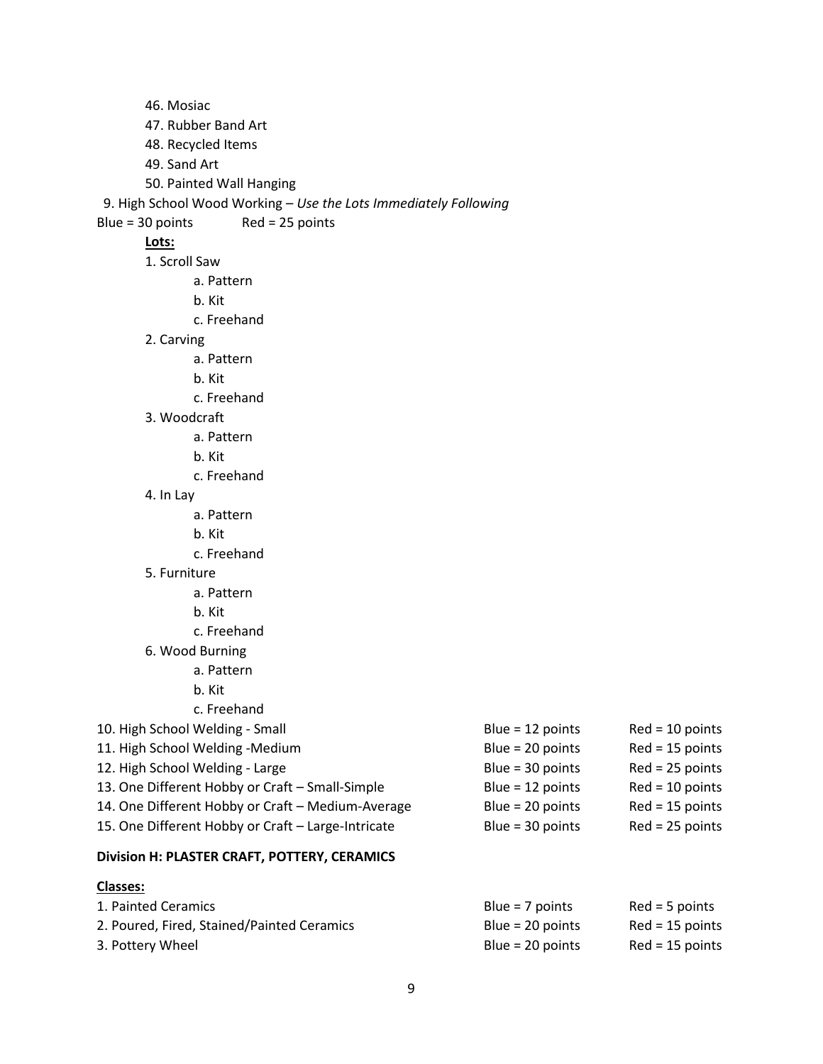46. Mosiac
47. Rubber Band Art
48. Recycled Items
49. Sand Art
50. Painted Wall Hanging

9. High School Wood Working – *Use the Lots Immediately Following*

Blue = 30 points Red = 25 points

**Lots:**

1. Scroll Saw
   - a. Pattern
   - b. Kit
   - c. Freehand
2. Carving
   - a. Pattern
   - b. Kit
   - c. Freehand
3. Woodcraft
   - a. Pattern
   - b. Kit
   - c. Freehand
4. In Lay
   - a. Pattern
   - b. Kit
   - c. Freehand
5. Furniture
   - a. Pattern
   - b. Kit
   - c. Freehand
6. Wood Burning
   - a. Pattern
   - b. Kit
   - c. Freehand

| | | |
|---|---|---|
| 10. High School Welding - Small | Blue = 12 points | Red = 10 points |
| 11. High School Welding -Medium | Blue = 20 points | Red = 15 points |
| 12. High School Welding - Large | Blue = 30 points | Red = 25 points |
| 13. One Different Hobby or Craft – Small-Simple | Blue = 12 points | Red = 10 points |
| 14. One Different Hobby or Craft – Medium-Average | Blue = 20 points | Red = 15 points |
| 15. One Different Hobby or Craft – Large-Intricate | Blue = 30 points | Red = 25 points |

**Division H: PLASTER CRAFT, POTTERY, CERAMICS**

**Classes:**

| | | |
|---|---|---|
| 1. Painted Ceramics | Blue = 7 points | Red = 5 points |
| 2. Poured, Fired, Stained/Painted Ceramics | Blue = 20 points | Red = 15 points |
| 3. Pottery Wheel | Blue = 20 points | Red = 15 points |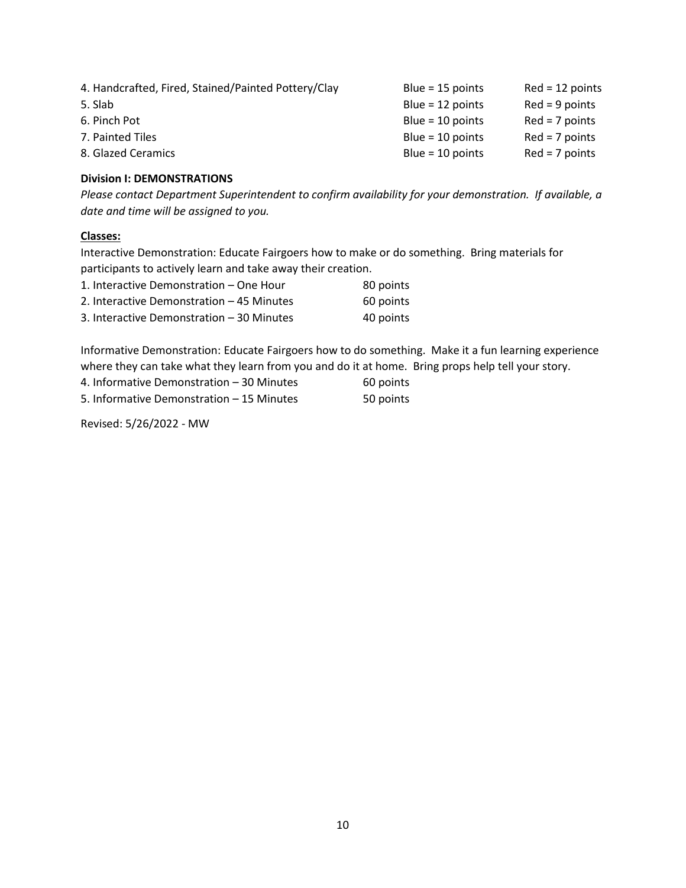| | | |
|---|---|---|
| 4. Handcrafted, Fired, Stained/Painted Pottery/Clay | Blue = 15 points | Red = 12 points |
| 5. Slab | Blue = 12 points | Red = 9 points |
| 6. Pinch Pot | Blue = 10 points | Red = 7 points |
| 7. Painted Tiles | Blue = 10 points | Red = 7 points |
| 8. Glazed Ceramics | Blue = 10 points | Red = 7 points |

**Division I: DEMONSTRATIONS**

*Please contact Department Superintendent to confirm availability for your demonstration. If available, a date and time will be assigned to you.*

**Classes:**

Interactive Demonstration: Educate Fairgoers how to make or do something. Bring materials for participants to actively learn and take away their creation.

| | |
|---|---|
| 1. Interactive Demonstration – One Hour | 80 points |
| 2. Interactive Demonstration – 45 Minutes | 60 points |
| 3. Interactive Demonstration – 30 Minutes | 40 points |

Informative Demonstration: Educate Fairgoers how to do something. Make it a fun learning experience where they can take what they learn from you and do it at home. Bring props help tell your story.

| | |
|---|---|
| 4. Informative Demonstration – 30 Minutes | 60 points |
| 5. Informative Demonstration – 15 Minutes | 50 points |

Revised: 5/26/2022 - MW